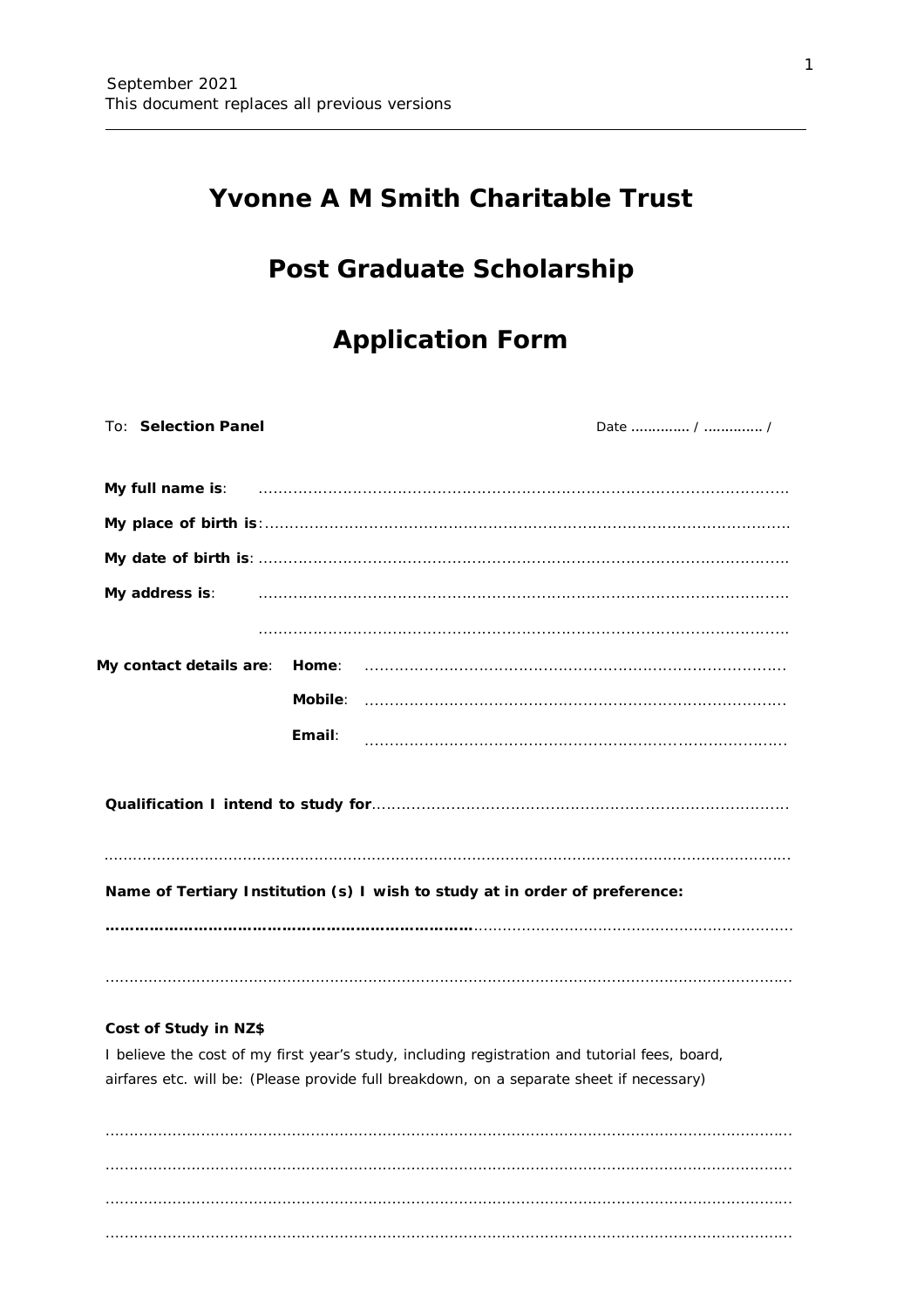September 2021
This document replaces all previous versions

# Yvonne A M Smith Charitable Trust

# Post Graduate Scholarship

# Application Form

To: **Selection Panel** Date ............. / ............. /

**My full name is**: ..........................................................................................................

**My place of birth is**: ..........................................................................................................

**My date of birth is**: ..........................................................................................................

**My address is**: ..........................................................................................................

..........................................................................................................

**My contact details are**: **Home**: ..........................................................................................

**Mobile**: ..........................................................................................

**Email**: ..........................................................................................

**Qualification I intend to study for**..........................................................................................

..........................................................................................................................................

**Name of Tertiary Institution (s) I wish to study at in order of preference:**

**……………………………………………………………………**..........................................................................

..........................................................................................................................................

**Cost of Study in NZ$**

I believe the cost of my first year's study, including registration and tutorial fees, board, airfares etc. will be: (Please provide full breakdown, on a separate sheet if necessary)

..........................................................................................................................................

..........................................................................................................................................

..........................................................................................................................................

..........................................................................................................................................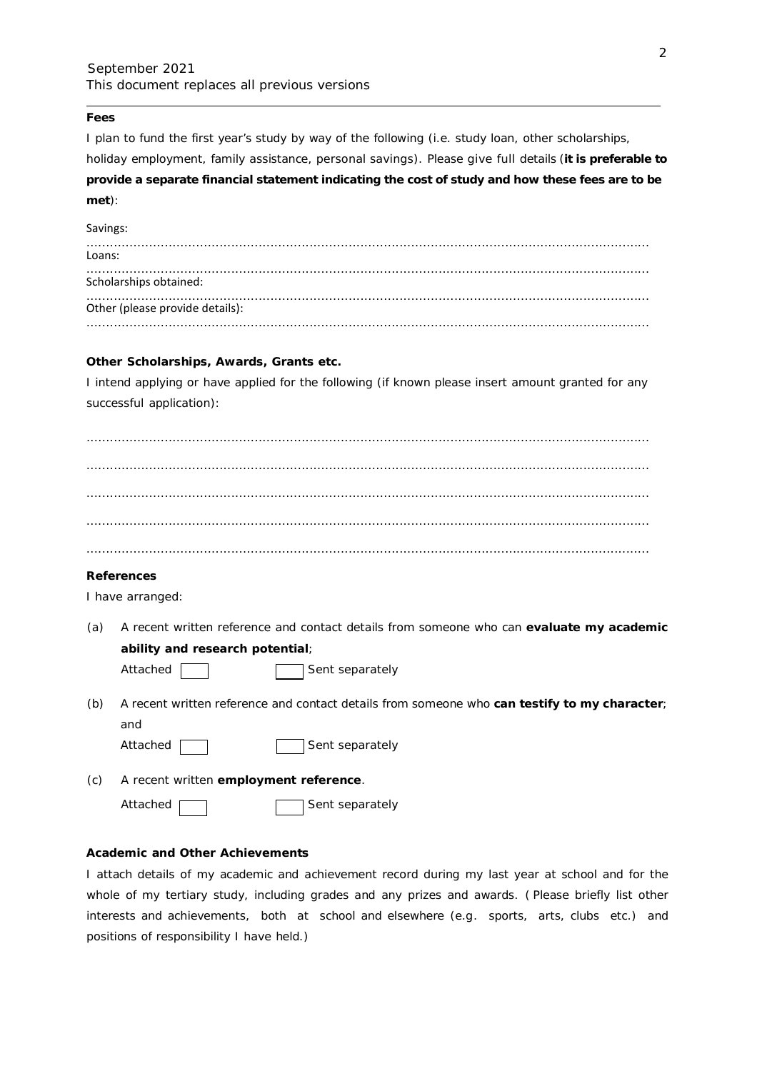**Fees**

I plan to fund the first year's study by way of the following (i.e. study loan, other scholarships, holiday employment, family assistance, personal savings). Please give full details (**it is preferable to provide a separate financial statement indicating the cost of study and how these fees are to be met**):

Savings:
………………………………………………………………………………………………………………………………………

Loans:
………………………………………………………………………………………………………………………………………

Scholarships obtained:
………………………………………………………………………………………………………………………………………

Other (please provide details):
………………………………………………………………………………………………………………………………………

**Other Scholarships, Awards, Grants etc.**

I intend applying or have applied for the following (if known please insert amount granted for any successful application):

………………………………………………………………………………………………………………………………………

………………………………………………………………………………………………………………………………………

………………………………………………………………………………………………………………………………………

………………………………………………………………………………………………………………………………………

………………………………………………………………………………………………………………………………………

**References**

I have arranged:

(a) A recent written reference and contact details from someone who can **evaluate my academic ability and research potential**;

Attached ☐ ☐ Sent separately

(b) A recent written reference and contact details from someone who **can testify to my character**; and

Attached ☐ ☐ Sent separately

(c) A recent written **employment reference**.

Attached ☐ ☐ Sent separately

**Academic and Other Achievements**

I attach details of my academic and achievement record during my last year at school and for the whole of my tertiary study, including grades and any prizes and awards. (Please briefly list other interests and achievements, both at school and elsewhere (e.g. sports, arts, clubs etc.) and positions of responsibility I have held.)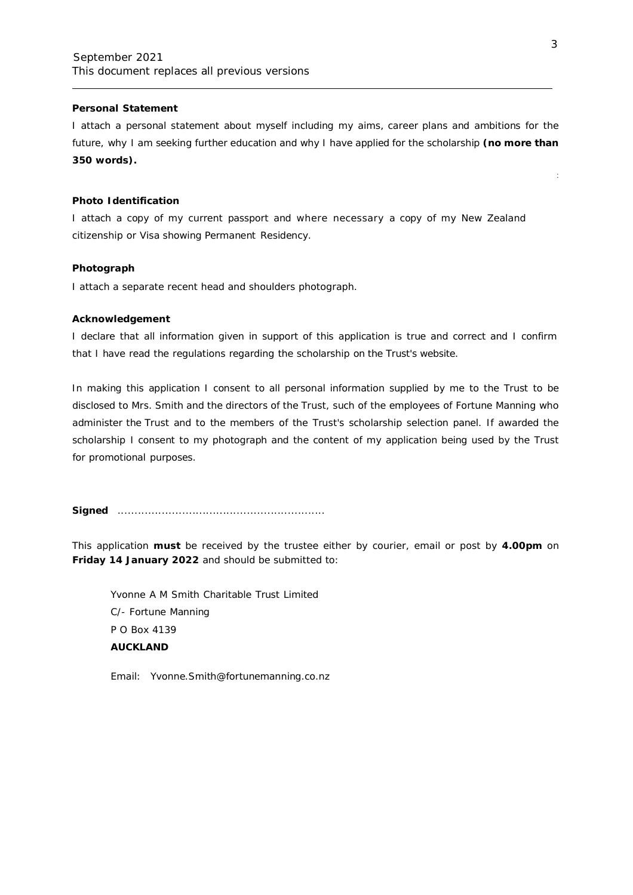September 2021
This document replaces all previous versions

**Personal Statement**

I attach a personal statement about myself including my aims, career plans and ambitions for the future, why I am seeking further education and why I have applied for the scholarship **(no more than 350 words).**

**Photo Identification**

I attach a copy of my current passport and where necessary a copy of my New Zealand citizenship or Visa showing Permanent Residency.

**Photograph**

I attach a separate recent head and shoulders photograph.

**Acknowledgement**

I declare that all information given in support of this application is true and correct and I confirm that I have read the regulations regarding the scholarship on the Trust's website.

In making this application I consent to all personal information supplied by me to the Trust to be disclosed to Mrs. Smith and the directors of the Trust, such of the employees of Fortune Manning who administer the Trust and to the members of the Trust's scholarship selection panel. If awarded the scholarship I consent to my photograph and the content of my application being used by the Trust for promotional purposes.

**Signed** ...........................................................

This application **must** be received by the trustee either by courier, email or post by **4.00pm** on **Friday 14 January 2022** and should be submitted to:

Yvonne A M Smith Charitable Trust Limited
C/- Fortune Manning
P O Box 4139
**AUCKLAND**

Email: Yvonne.Smith@fortunemanning.co.nz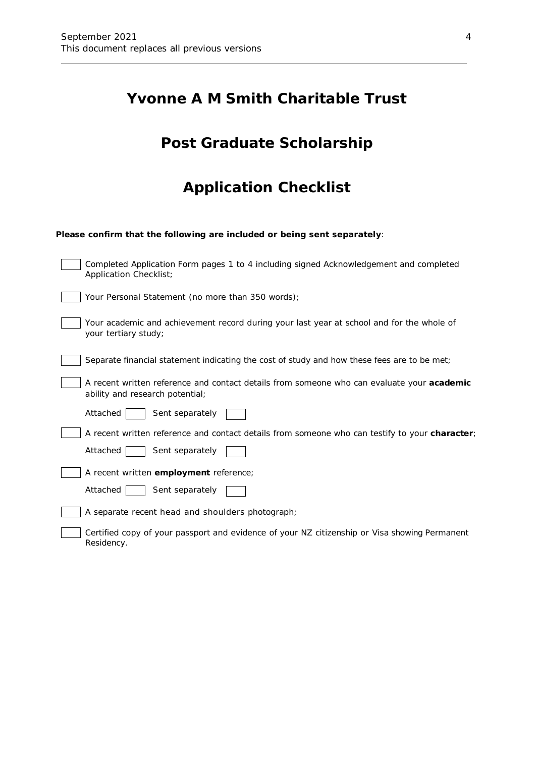# Yvonne A M Smith Charitable Trust

## Post Graduate Scholarship

## Application Checklist

**Please confirm that the following are included or being sent separately**:

- [ ] Completed Application Form pages 1 to 4 including signed Acknowledgement and completed Application Checklist;
- [ ] Your Personal Statement (no more than 350 words);
- [ ] Your academic and achievement record during your last year at school and for the whole of your tertiary study;
- [ ] Separate financial statement indicating the cost of study and how these fees are to be met;
- [ ] A recent written reference and contact details from someone who can evaluate your **academic** ability and research potential;

  Attached [ ] Sent separately [ ]
- [ ] A recent written reference and contact details from someone who can testify to your **character**;

  Attached [ ] Sent separately [ ]
- [ ] A recent written **employment** reference;

  Attached [ ] Sent separately [ ]
- [ ] A separate recent head and shoulders photograph;
- [ ] Certified copy of your passport and evidence of your NZ citizenship or Visa showing Permanent Residency.